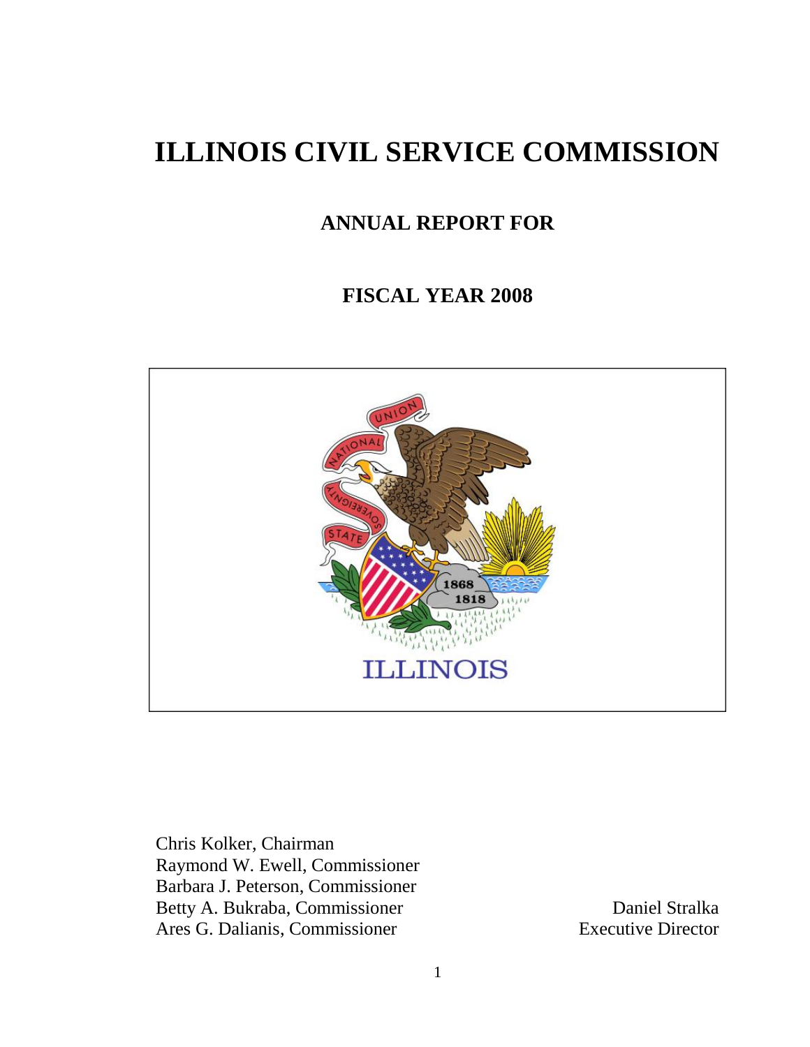# ILLINOIS CIVIL SERVICE COMMISSION

## ANNUAL REPORT FOR

## FISCAL YEAR 2008

Chris Kolker, Chairman
Raymond W. Ewell, Commissioner
Barbara J. Peterson, Commissioner
Betty A. Bukraba, Commissioner
Ares G. Dalianis, Commissioner

Daniel Stralka
Executive Director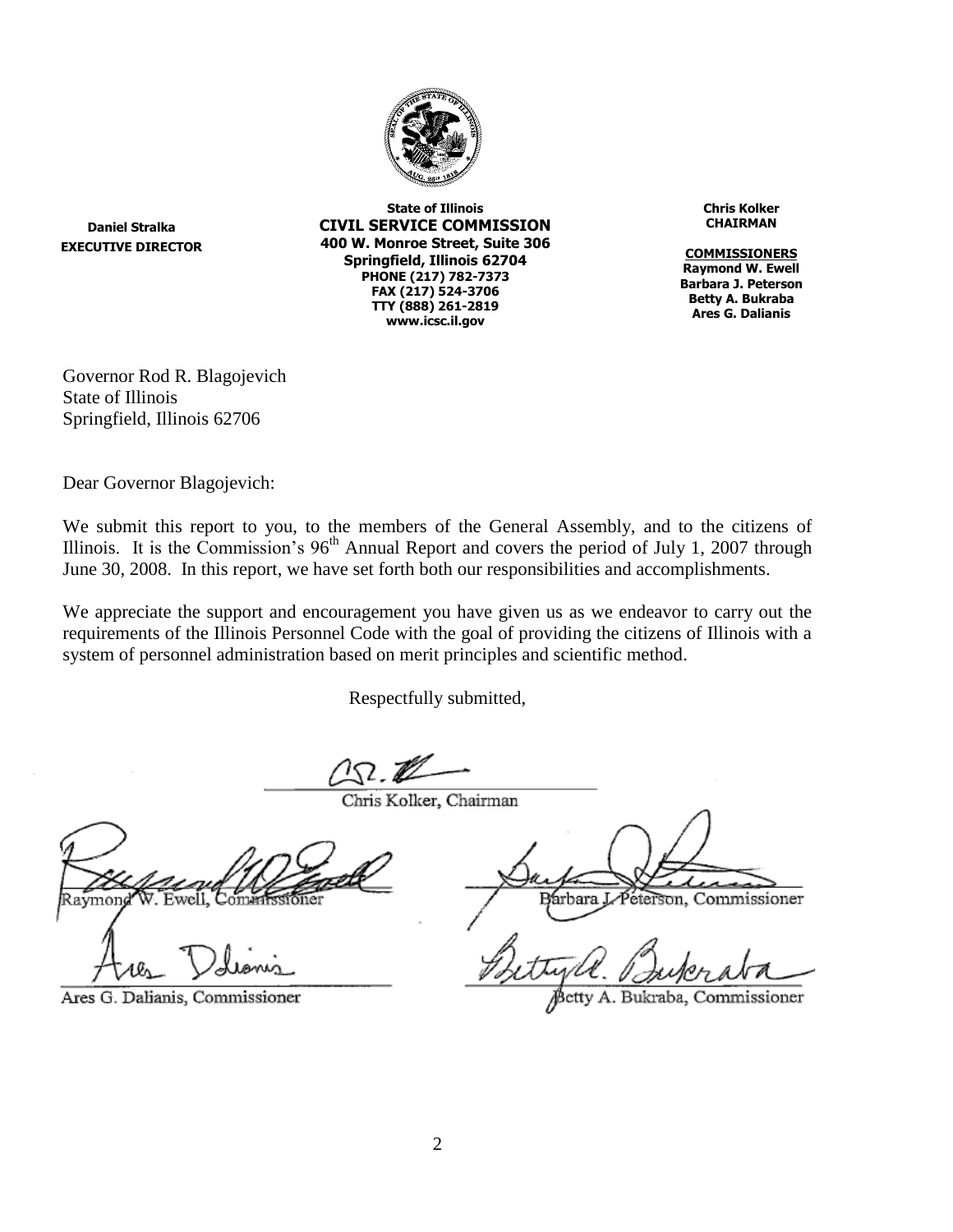**Daniel Stralka**
**EXECUTIVE DIRECTOR**

**State of Illinois**
**CIVIL SERVICE COMMISSION**
**400 W. Monroe Street, Suite 306**
**Springfield, Illinois 62704**
**PHONE (217) 782-7373**
**FAX (217) 524-3706**
**TTY (888) 261-2819**
**www.icsc.il.gov**

**Chris Kolker**
**CHAIRMAN**

**COMMISSIONERS**
**Raymond W. Ewell**
**Barbara J. Peterson**
**Betty A. Bukraba**
**Ares G. Dalianis**

Governor Rod R. Blagojevich
State of Illinois
Springfield, Illinois 62706

Dear Governor Blagojevich:

We submit this report to you, to the members of the General Assembly, and to the citizens of Illinois. It is the Commission's 96th Annual Report and covers the period of July 1, 2007 through June 30, 2008. In this report, we have set forth both our responsibilities and accomplishments.

We appreciate the support and encouragement you have given us as we endeavor to carry out the requirements of the Illinois Personnel Code with the goal of providing the citizens of Illinois with a system of personnel administration based on merit principles and scientific method.

Respectfully submitted,

Chris Kolker, Chairman

Raymond W. Ewell, Commissioner

Barbara J. Peterson, Commissioner

Ares G. Dalianis, Commissioner

Betty A. Bukraba, Commissioner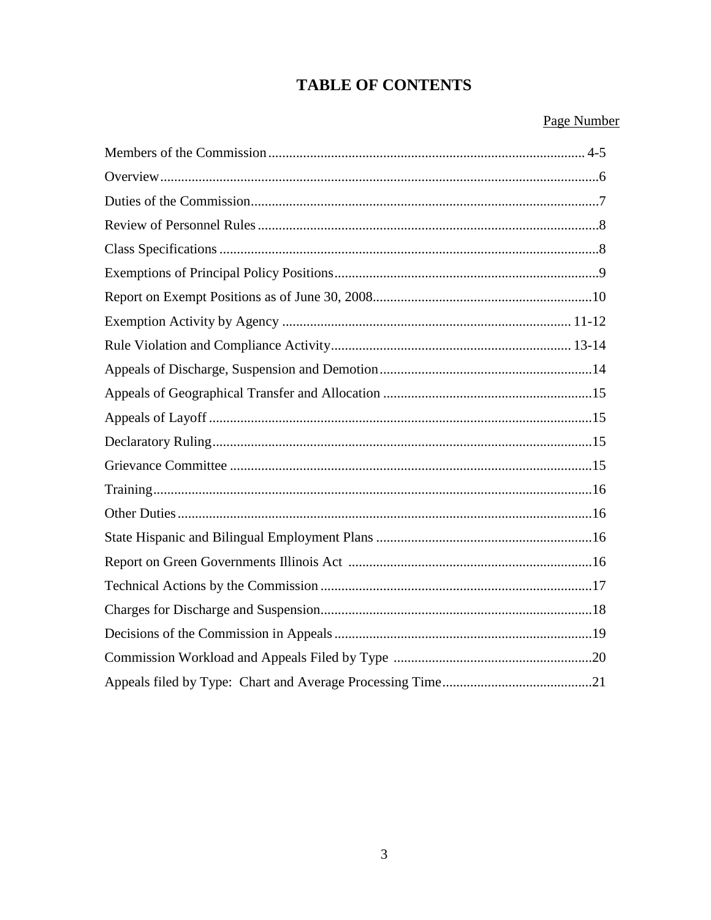# TABLE OF CONTENTS

| | Page Number |
|---|---|
| Members of the Commission | 4-5 |
| Overview | 6 |
| Duties of the Commission | 7 |
| Review of Personnel Rules | 8 |
| Class Specifications | 8 |
| Exemptions of Principal Policy Positions | 9 |
| Report on Exempt Positions as of June 30, 2008 | 10 |
| Exemption Activity by Agency | 11-12 |
| Rule Violation and Compliance Activity | 13-14 |
| Appeals of Discharge, Suspension and Demotion | 14 |
| Appeals of Geographical Transfer and Allocation | 15 |
| Appeals of Layoff | 15 |
| Declaratory Ruling | 15 |
| Grievance Committee | 15 |
| Training | 16 |
| Other Duties | 16 |
| State Hispanic and Bilingual Employment Plans | 16 |
| Report on Green Governments Illinois Act | 16 |
| Technical Actions by the Commission | 17 |
| Charges for Discharge and Suspension | 18 |
| Decisions of the Commission in Appeals | 19 |
| Commission Workload and Appeals Filed by Type | 20 |
| Appeals filed by Type: Chart and Average Processing Time | 21 |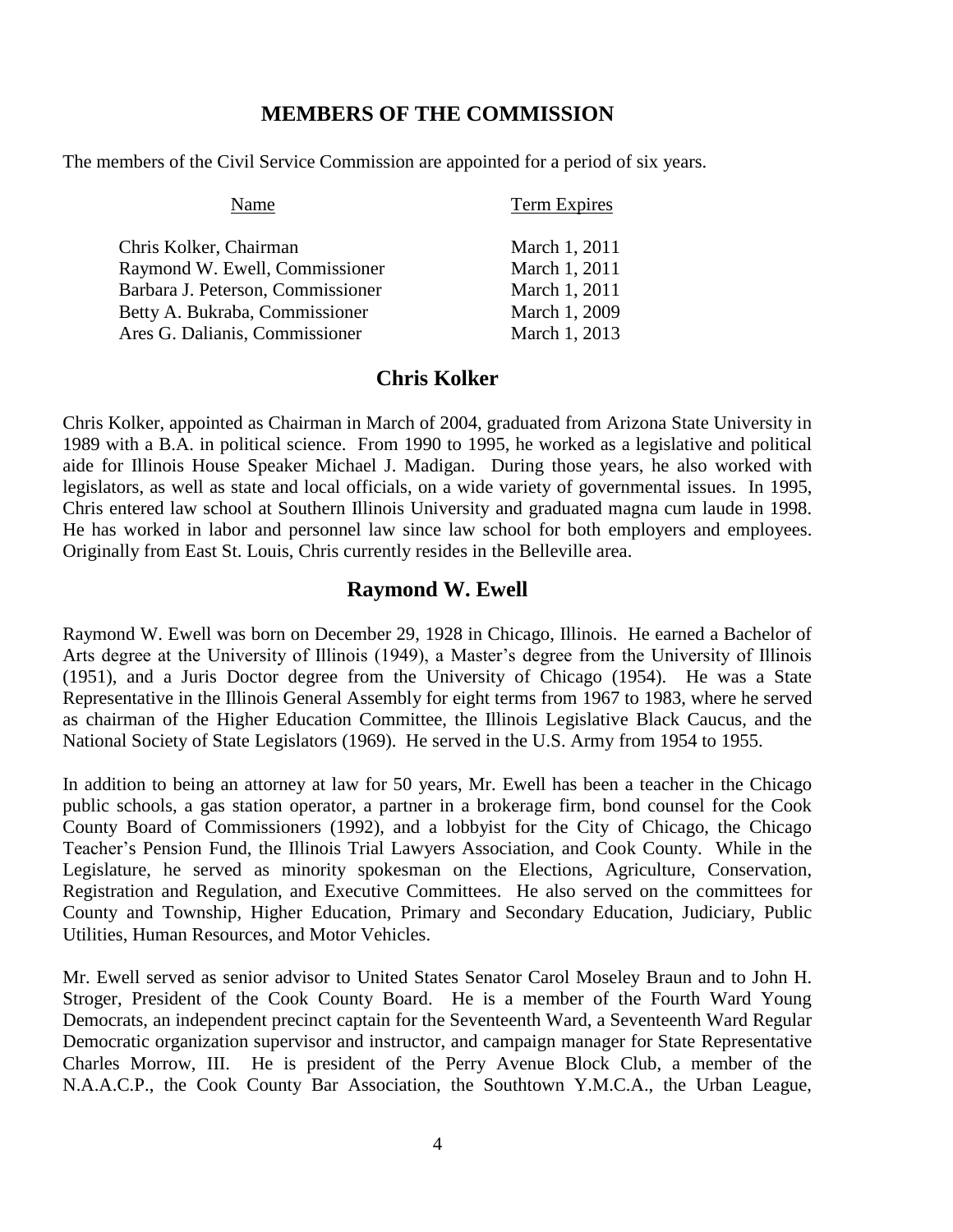## MEMBERS OF THE COMMISSION

The members of the Civil Service Commission are appointed for a period of six years.

| Name | Term Expires |
|---|---|
| Chris Kolker, Chairman | March 1, 2011 |
| Raymond W. Ewell, Commissioner | March 1, 2011 |
| Barbara J. Peterson, Commissioner | March 1, 2011 |
| Betty A. Bukraba, Commissioner | March 1, 2009 |
| Ares G. Dalianis, Commissioner | March 1, 2013 |

## Chris Kolker

Chris Kolker, appointed as Chairman in March of 2004, graduated from Arizona State University in 1989 with a B.A. in political science. From 1990 to 1995, he worked as a legislative and political aide for Illinois House Speaker Michael J. Madigan. During those years, he also worked with legislators, as well as state and local officials, on a wide variety of governmental issues. In 1995, Chris entered law school at Southern Illinois University and graduated magna cum laude in 1998. He has worked in labor and personnel law since law school for both employers and employees. Originally from East St. Louis, Chris currently resides in the Belleville area.

## Raymond W. Ewell

Raymond W. Ewell was born on December 29, 1928 in Chicago, Illinois. He earned a Bachelor of Arts degree at the University of Illinois (1949), a Master's degree from the University of Illinois (1951), and a Juris Doctor degree from the University of Chicago (1954). He was a State Representative in the Illinois General Assembly for eight terms from 1967 to 1983, where he served as chairman of the Higher Education Committee, the Illinois Legislative Black Caucus, and the National Society of State Legislators (1969). He served in the U.S. Army from 1954 to 1955.

In addition to being an attorney at law for 50 years, Mr. Ewell has been a teacher in the Chicago public schools, a gas station operator, a partner in a brokerage firm, bond counsel for the Cook County Board of Commissioners (1992), and a lobbyist for the City of Chicago, the Chicago Teacher's Pension Fund, the Illinois Trial Lawyers Association, and Cook County. While in the Legislature, he served as minority spokesman on the Elections, Agriculture, Conservation, Registration and Regulation, and Executive Committees. He also served on the committees for County and Township, Higher Education, Primary and Secondary Education, Judiciary, Public Utilities, Human Resources, and Motor Vehicles.

Mr. Ewell served as senior advisor to United States Senator Carol Moseley Braun and to John H. Stroger, President of the Cook County Board. He is a member of the Fourth Ward Young Democrats, an independent precinct captain for the Seventeenth Ward, a Seventeenth Ward Regular Democratic organization supervisor and instructor, and campaign manager for State Representative Charles Morrow, III. He is president of the Perry Avenue Block Club, a member of the N.A.A.C.P., the Cook County Bar Association, the Southtown Y.M.C.A., the Urban League,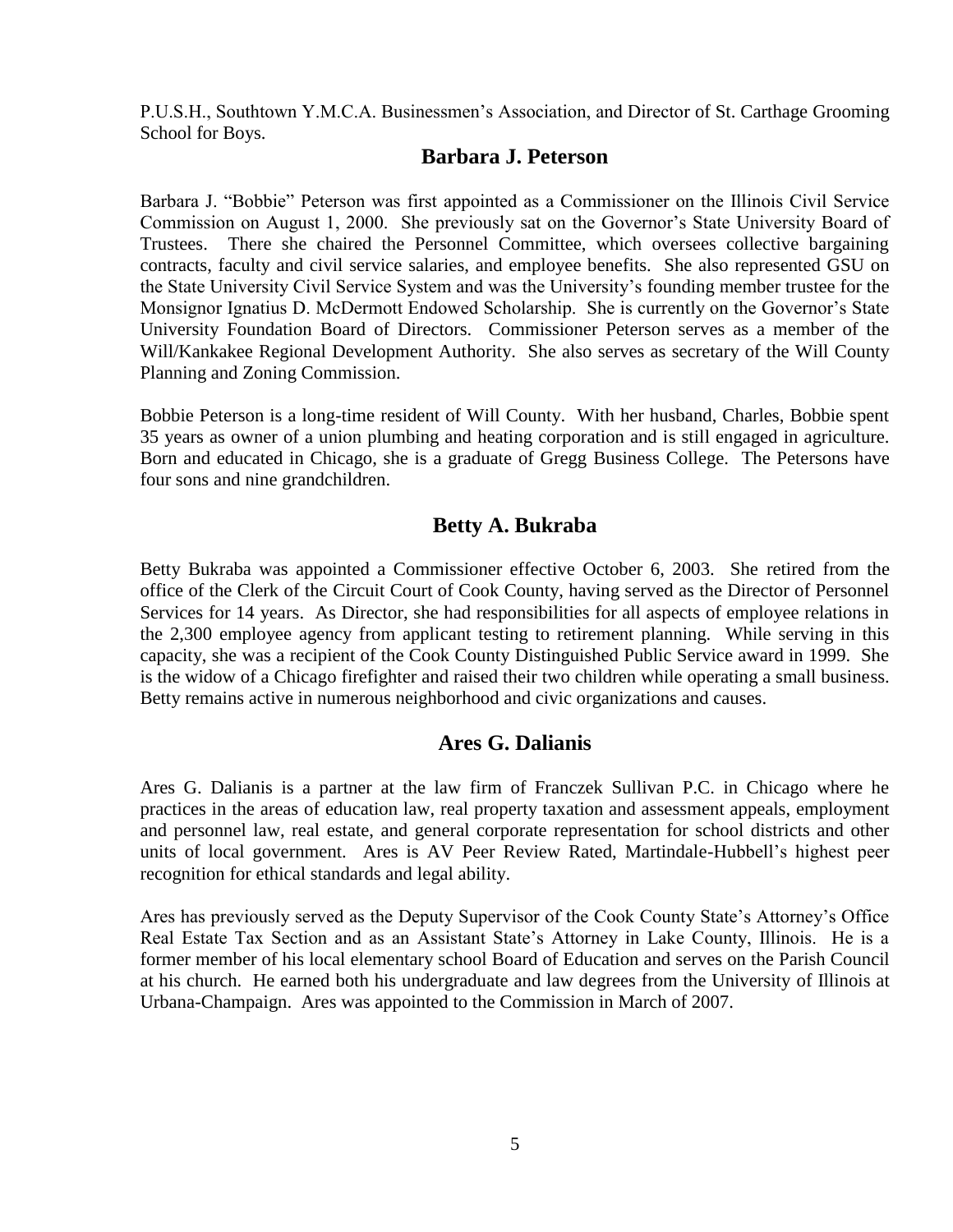P.U.S.H., Southtown Y.M.C.A. Businessmen's Association, and Director of St. Carthage Grooming School for Boys.

## Barbara J. Peterson

Barbara J. "Bobbie" Peterson was first appointed as a Commissioner on the Illinois Civil Service Commission on August 1, 2000. She previously sat on the Governor's State University Board of Trustees. There she chaired the Personnel Committee, which oversees collective bargaining contracts, faculty and civil service salaries, and employee benefits. She also represented GSU on the State University Civil Service System and was the University's founding member trustee for the Monsignor Ignatius D. McDermott Endowed Scholarship. She is currently on the Governor's State University Foundation Board of Directors. Commissioner Peterson serves as a member of the Will/Kankakee Regional Development Authority. She also serves as secretary of the Will County Planning and Zoning Commission.

Bobbie Peterson is a long-time resident of Will County. With her husband, Charles, Bobbie spent 35 years as owner of a union plumbing and heating corporation and is still engaged in agriculture. Born and educated in Chicago, she is a graduate of Gregg Business College. The Petersons have four sons and nine grandchildren.

## Betty A. Bukraba

Betty Bukraba was appointed a Commissioner effective October 6, 2003. She retired from the office of the Clerk of the Circuit Court of Cook County, having served as the Director of Personnel Services for 14 years. As Director, she had responsibilities for all aspects of employee relations in the 2,300 employee agency from applicant testing to retirement planning. While serving in this capacity, she was a recipient of the Cook County Distinguished Public Service award in 1999. She is the widow of a Chicago firefighter and raised their two children while operating a small business. Betty remains active in numerous neighborhood and civic organizations and causes.

## Ares G. Dalianis

Ares G. Dalianis is a partner at the law firm of Franczek Sullivan P.C. in Chicago where he practices in the areas of education law, real property taxation and assessment appeals, employment and personnel law, real estate, and general corporate representation for school districts and other units of local government. Ares is AV Peer Review Rated, Martindale-Hubbell's highest peer recognition for ethical standards and legal ability.

Ares has previously served as the Deputy Supervisor of the Cook County State's Attorney's Office Real Estate Tax Section and as an Assistant State's Attorney in Lake County, Illinois. He is a former member of his local elementary school Board of Education and serves on the Parish Council at his church. He earned both his undergraduate and law degrees from the University of Illinois at Urbana-Champaign. Ares was appointed to the Commission in March of 2007.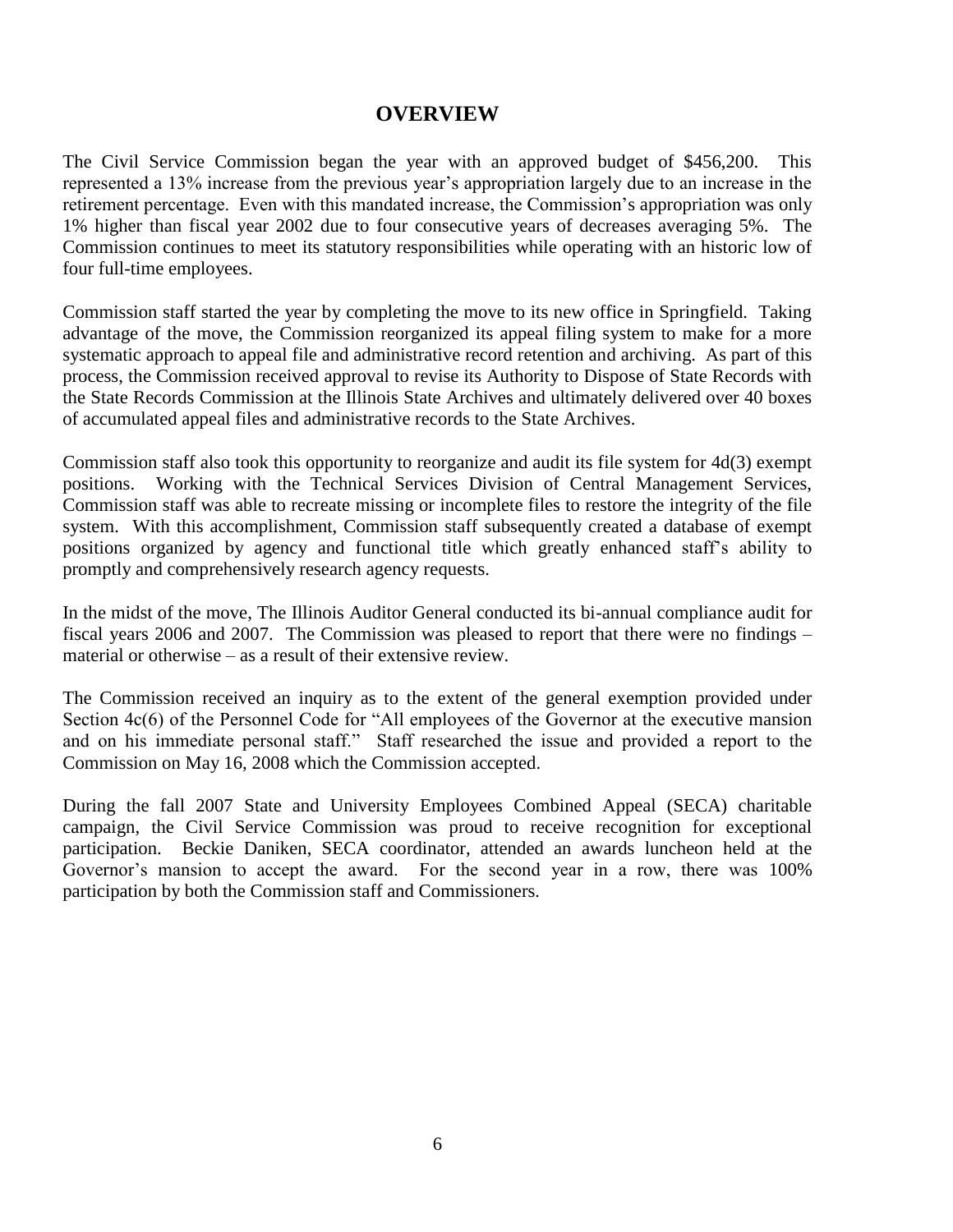# OVERVIEW

The Civil Service Commission began the year with an approved budget of $456,200. This represented a 13% increase from the previous year's appropriation largely due to an increase in the retirement percentage. Even with this mandated increase, the Commission's appropriation was only 1% higher than fiscal year 2002 due to four consecutive years of decreases averaging 5%. The Commission continues to meet its statutory responsibilities while operating with an historic low of four full-time employees.

Commission staff started the year by completing the move to its new office in Springfield. Taking advantage of the move, the Commission reorganized its appeal filing system to make for a more systematic approach to appeal file and administrative record retention and archiving. As part of this process, the Commission received approval to revise its Authority to Dispose of State Records with the State Records Commission at the Illinois State Archives and ultimately delivered over 40 boxes of accumulated appeal files and administrative records to the State Archives.

Commission staff also took this opportunity to reorganize and audit its file system for 4d(3) exempt positions. Working with the Technical Services Division of Central Management Services, Commission staff was able to recreate missing or incomplete files to restore the integrity of the file system. With this accomplishment, Commission staff subsequently created a database of exempt positions organized by agency and functional title which greatly enhanced staff's ability to promptly and comprehensively research agency requests.

In the midst of the move, The Illinois Auditor General conducted its bi-annual compliance audit for fiscal years 2006 and 2007. The Commission was pleased to report that there were no findings – material or otherwise – as a result of their extensive review.

The Commission received an inquiry as to the extent of the general exemption provided under Section 4c(6) of the Personnel Code for "All employees of the Governor at the executive mansion and on his immediate personal staff." Staff researched the issue and provided a report to the Commission on May 16, 2008 which the Commission accepted.

During the fall 2007 State and University Employees Combined Appeal (SECA) charitable campaign, the Civil Service Commission was proud to receive recognition for exceptional participation. Beckie Daniken, SECA coordinator, attended an awards luncheon held at the Governor's mansion to accept the award. For the second year in a row, there was 100% participation by both the Commission staff and Commissioners.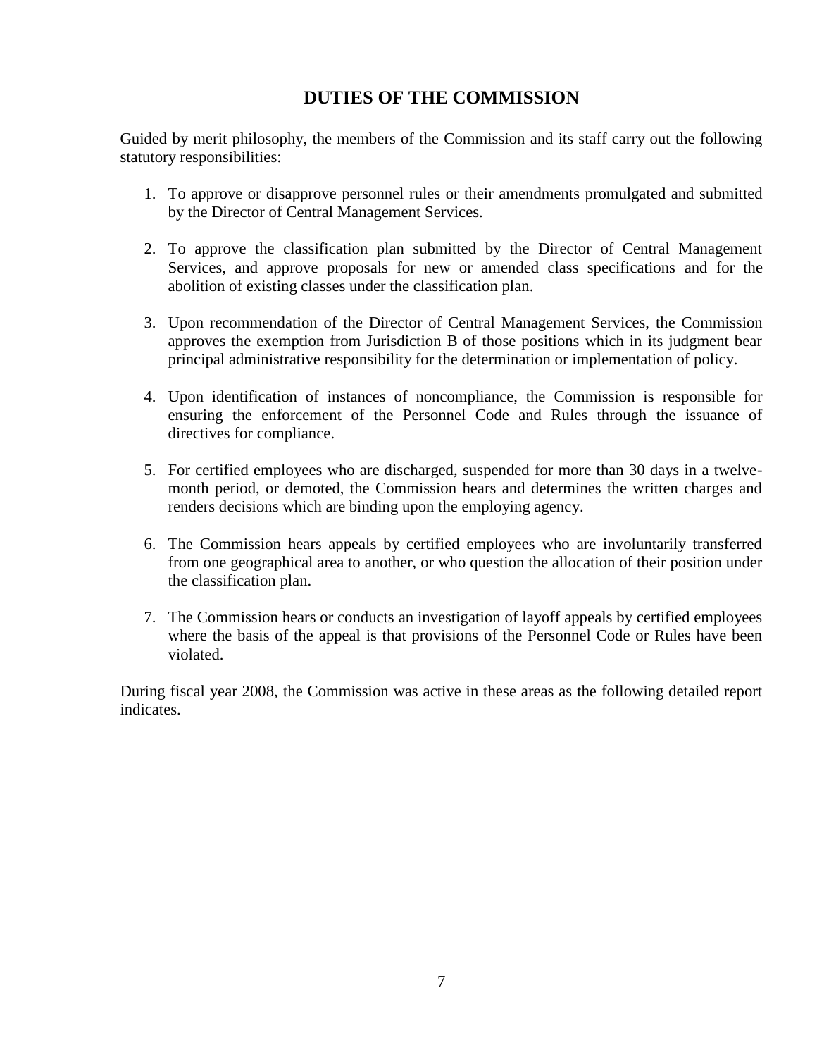## DUTIES OF THE COMMISSION

Guided by merit philosophy, the members of the Commission and its staff carry out the following statutory responsibilities:

1. To approve or disapprove personnel rules or their amendments promulgated and submitted by the Director of Central Management Services.

2. To approve the classification plan submitted by the Director of Central Management Services, and approve proposals for new or amended class specifications and for the abolition of existing classes under the classification plan.

3. Upon recommendation of the Director of Central Management Services, the Commission approves the exemption from Jurisdiction B of those positions which in its judgment bear principal administrative responsibility for the determination or implementation of policy.

4. Upon identification of instances of noncompliance, the Commission is responsible for ensuring the enforcement of the Personnel Code and Rules through the issuance of directives for compliance.

5. For certified employees who are discharged, suspended for more than 30 days in a twelve-month period, or demoted, the Commission hears and determines the written charges and renders decisions which are binding upon the employing agency.

6. The Commission hears appeals by certified employees who are involuntarily transferred from one geographical area to another, or who question the allocation of their position under the classification plan.

7. The Commission hears or conducts an investigation of layoff appeals by certified employees where the basis of the appeal is that provisions of the Personnel Code or Rules have been violated.

During fiscal year 2008, the Commission was active in these areas as the following detailed report indicates.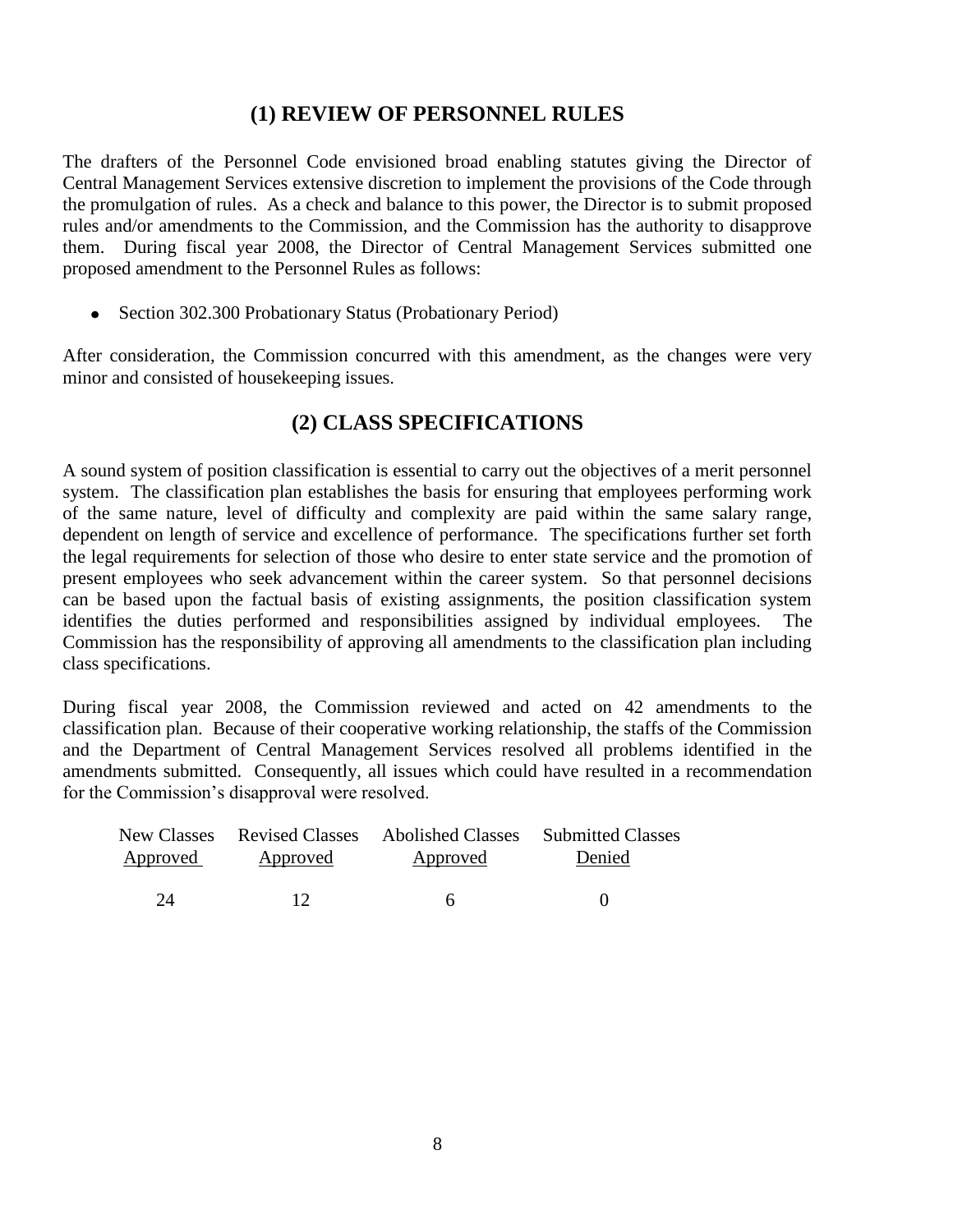## (1) REVIEW OF PERSONNEL RULES

The drafters of the Personnel Code envisioned broad enabling statutes giving the Director of Central Management Services extensive discretion to implement the provisions of the Code through the promulgation of rules. As a check and balance to this power, the Director is to submit proposed rules and/or amendments to the Commission, and the Commission has the authority to disapprove them. During fiscal year 2008, the Director of Central Management Services submitted one proposed amendment to the Personnel Rules as follows:

- Section 302.300 Probationary Status (Probationary Period)

After consideration, the Commission concurred with this amendment, as the changes were very minor and consisted of housekeeping issues.

## (2) CLASS SPECIFICATIONS

A sound system of position classification is essential to carry out the objectives of a merit personnel system. The classification plan establishes the basis for ensuring that employees performing work of the same nature, level of difficulty and complexity are paid within the same salary range, dependent on length of service and excellence of performance. The specifications further set forth the legal requirements for selection of those who desire to enter state service and the promotion of present employees who seek advancement within the career system. So that personnel decisions can be based upon the factual basis of existing assignments, the position classification system identifies the duties performed and responsibilities assigned by individual employees. The Commission has the responsibility of approving all amendments to the classification plan including class specifications.

During fiscal year 2008, the Commission reviewed and acted on 42 amendments to the classification plan. Because of their cooperative working relationship, the staffs of the Commission and the Department of Central Management Services resolved all problems identified in the amendments submitted. Consequently, all issues which could have resulted in a recommendation for the Commission's disapproval were resolved.

| New Classes Approved | Revised Classes Approved | Abolished Classes Approved | Submitted Classes Denied |
|---|---|---|---|
| 24 | 12 | 6 | 0 |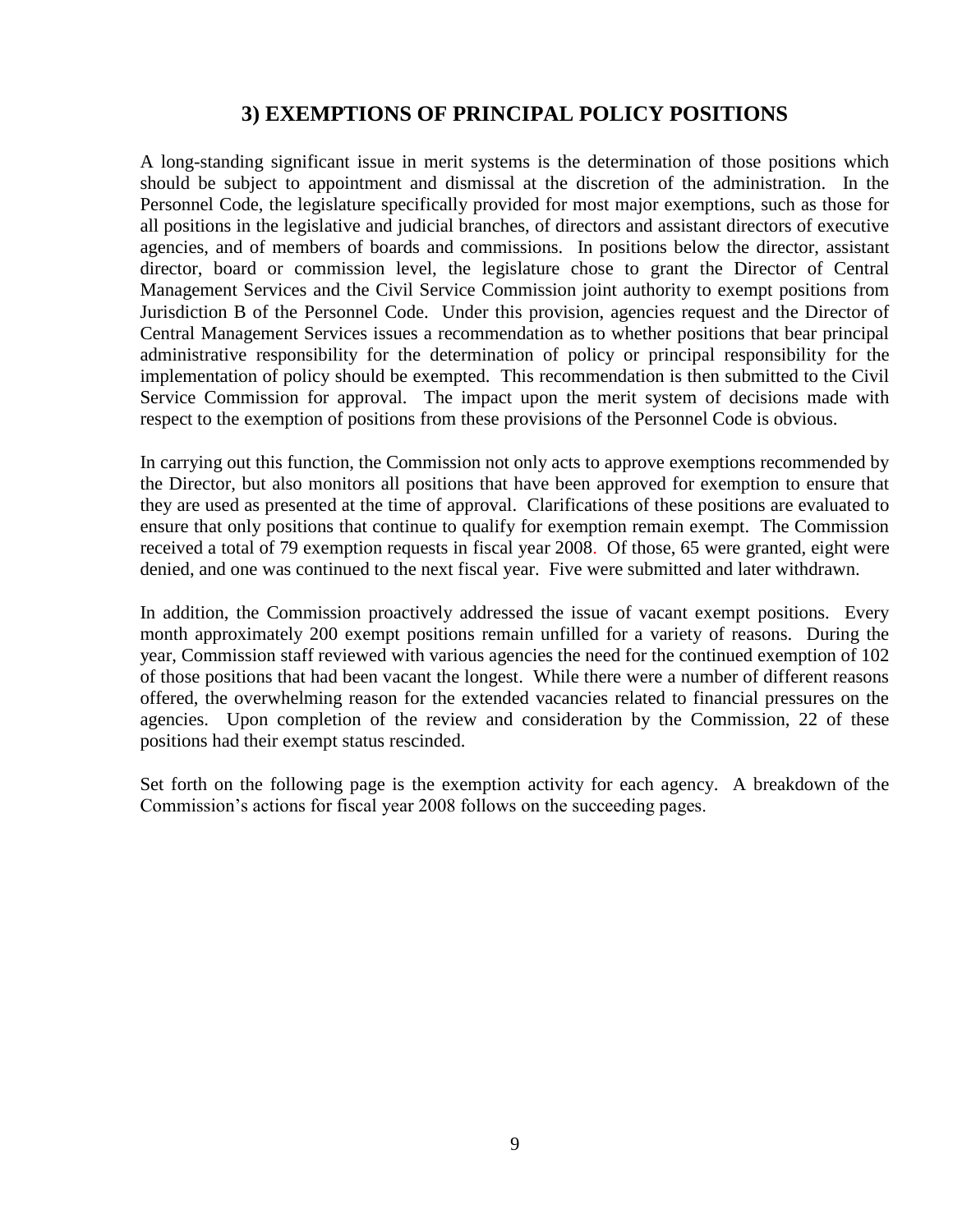## 3) EXEMPTIONS OF PRINCIPAL POLICY POSITIONS

A long-standing significant issue in merit systems is the determination of those positions which should be subject to appointment and dismissal at the discretion of the administration. In the Personnel Code, the legislature specifically provided for most major exemptions, such as those for all positions in the legislative and judicial branches, of directors and assistant directors of executive agencies, and of members of boards and commissions. In positions below the director, assistant director, board or commission level, the legislature chose to grant the Director of Central Management Services and the Civil Service Commission joint authority to exempt positions from Jurisdiction B of the Personnel Code. Under this provision, agencies request and the Director of Central Management Services issues a recommendation as to whether positions that bear principal administrative responsibility for the determination of policy or principal responsibility for the implementation of policy should be exempted. This recommendation is then submitted to the Civil Service Commission for approval. The impact upon the merit system of decisions made with respect to the exemption of positions from these provisions of the Personnel Code is obvious.

In carrying out this function, the Commission not only acts to approve exemptions recommended by the Director, but also monitors all positions that have been approved for exemption to ensure that they are used as presented at the time of approval. Clarifications of these positions are evaluated to ensure that only positions that continue to qualify for exemption remain exempt. The Commission received a total of 79 exemption requests in fiscal year 2008. Of those, 65 were granted, eight were denied, and one was continued to the next fiscal year. Five were submitted and later withdrawn.

In addition, the Commission proactively addressed the issue of vacant exempt positions. Every month approximately 200 exempt positions remain unfilled for a variety of reasons. During the year, Commission staff reviewed with various agencies the need for the continued exemption of 102 of those positions that had been vacant the longest. While there were a number of different reasons offered, the overwhelming reason for the extended vacancies related to financial pressures on the agencies. Upon completion of the review and consideration by the Commission, 22 of these positions had their exempt status rescinded.

Set forth on the following page is the exemption activity for each agency. A breakdown of the Commission's actions for fiscal year 2008 follows on the succeeding pages.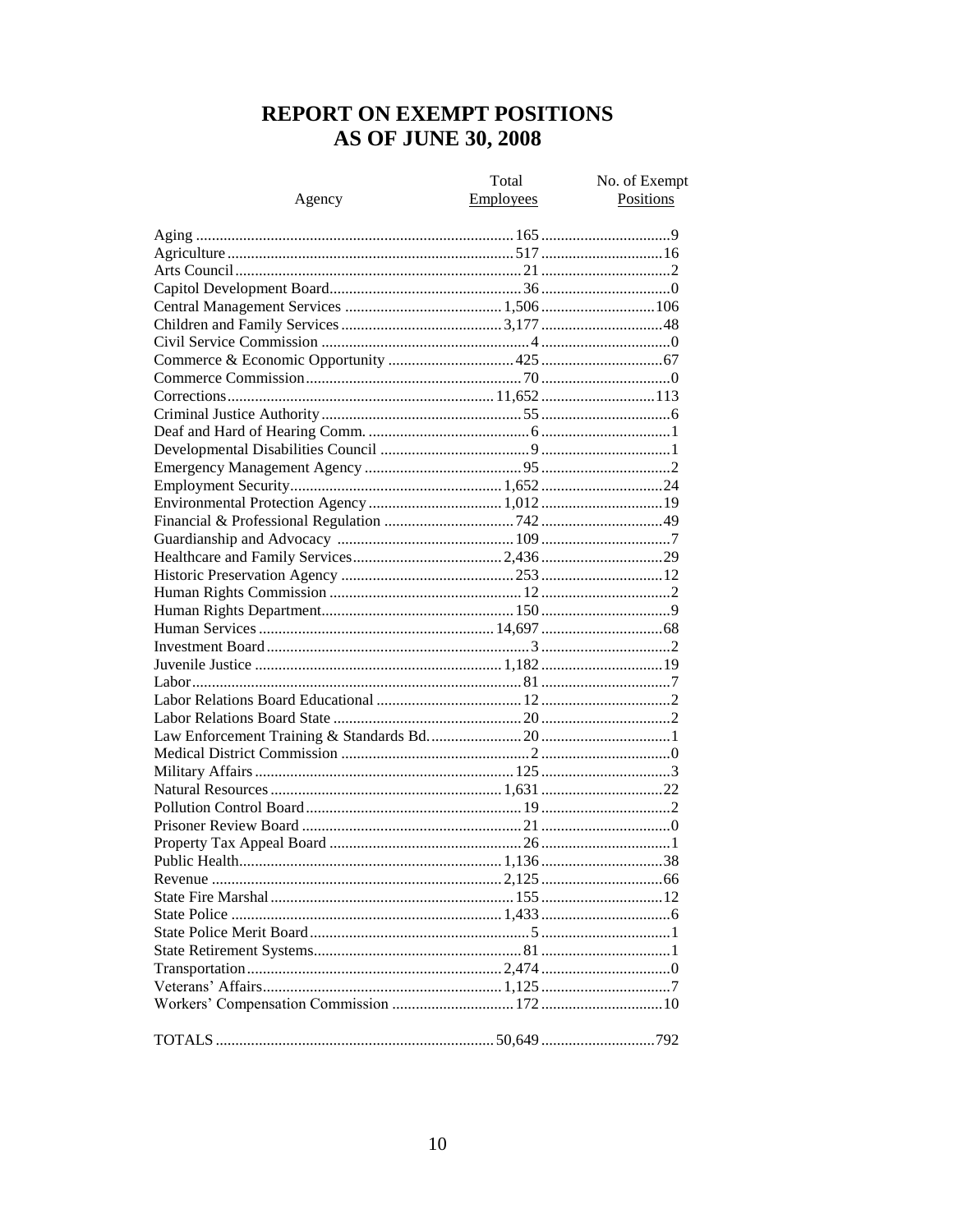# REPORT ON EXEMPT POSITIONS
# AS OF JUNE 30, 2008

| Agency | Total Employees | No. of Exempt Positions |
|---|---|---|
| Aging | 165 | 9 |
| Agriculture | 517 | 16 |
| Arts Council | 21 | 2 |
| Capitol Development Board | 36 | 0 |
| Central Management Services | 1,506 | 106 |
| Children and Family Services | 3,177 | 48 |
| Civil Service Commission | 4 | 0 |
| Commerce & Economic Opportunity | 425 | 67 |
| Commerce Commission | 70 | 0 |
| Corrections | 11,652 | 113 |
| Criminal Justice Authority | 55 | 6 |
| Deaf and Hard of Hearing Comm. | 6 | 1 |
| Developmental Disabilities Council | 9 | 1 |
| Emergency Management Agency | 95 | 2 |
| Employment Security | 1,652 | 24 |
| Environmental Protection Agency | 1,012 | 19 |
| Financial & Professional Regulation | 742 | 49 |
| Guardianship and Advocacy | 109 | 7 |
| Healthcare and Family Services | 2,436 | 29 |
| Historic Preservation Agency | 253 | 12 |
| Human Rights Commission | 12 | 2 |
| Human Rights Department | 150 | 9 |
| Human Services | 14,697 | 68 |
| Investment Board | 3 | 2 |
| Juvenile Justice | 1,182 | 19 |
| Labor | 81 | 7 |
| Labor Relations Board Educational | 12 | 2 |
| Labor Relations Board State | 20 | 2 |
| Law Enforcement Training & Standards Bd. | 20 | 1 |
| Medical District Commission | 2 | 0 |
| Military Affairs | 125 | 3 |
| Natural Resources | 1,631 | 22 |
| Pollution Control Board | 19 | 2 |
| Prisoner Review Board | 21 | 0 |
| Property Tax Appeal Board | 26 | 1 |
| Public Health | 1,136 | 38 |
| Revenue | 2,125 | 66 |
| State Fire Marshal | 155 | 12 |
| State Police | 1,433 | 6 |
| State Police Merit Board | 5 | 1 |
| State Retirement Systems | 81 | 1 |
| Transportation | 2,474 | 0 |
| Veterans' Affairs | 1,125 | 7 |
| Workers' Compensation Commission | 172 | 10 |
| TOTALS | 50,649 | 792 |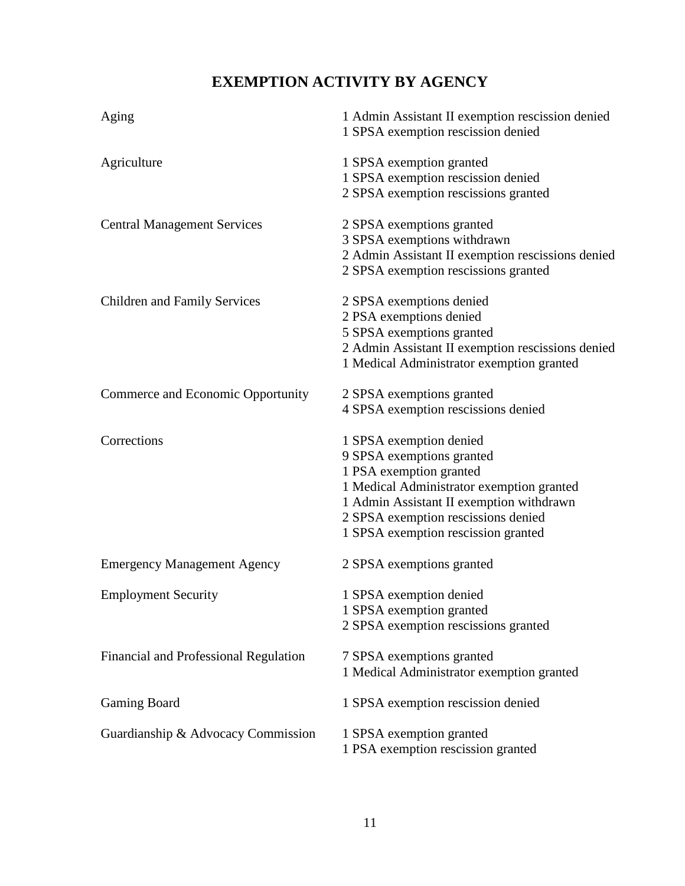# EXEMPTION ACTIVITY BY AGENCY

| Agency | Activity |
|---|---|
| Aging | 1 Admin Assistant II exemption rescission denied<br>1 SPSA exemption rescission denied |
| Agriculture | 1 SPSA exemption granted<br>1 SPSA exemption rescission denied<br>2 SPSA exemption rescissions granted |
| Central Management Services | 2 SPSA exemptions granted<br>3 SPSA exemptions withdrawn<br>2 Admin Assistant II exemption rescissions denied<br>2 SPSA exemption rescissions granted |
| Children and Family Services | 2 SPSA exemptions denied<br>2 PSA exemptions denied<br>5 SPSA exemptions granted<br>2 Admin Assistant II exemption rescissions denied<br>1 Medical Administrator exemption granted |
| Commerce and Economic Opportunity | 2 SPSA exemptions granted<br>4 SPSA exemption rescissions denied |
| Corrections | 1 SPSA exemption denied<br>9 SPSA exemptions granted<br>1 PSA exemption granted<br>1 Medical Administrator exemption granted<br>1 Admin Assistant II exemption withdrawn<br>2 SPSA exemption rescissions denied<br>1 SPSA exemption rescission granted |
| Emergency Management Agency | 2 SPSA exemptions granted |
| Employment Security | 1 SPSA exemption denied<br>1 SPSA exemption granted<br>2 SPSA exemption rescissions granted |
| Financial and Professional Regulation | 7 SPSA exemptions granted<br>1 Medical Administrator exemption granted |
| Gaming Board | 1 SPSA exemption rescission denied |
| Guardianship & Advocacy Commission | 1 SPSA exemption granted<br>1 PSA exemption rescission granted |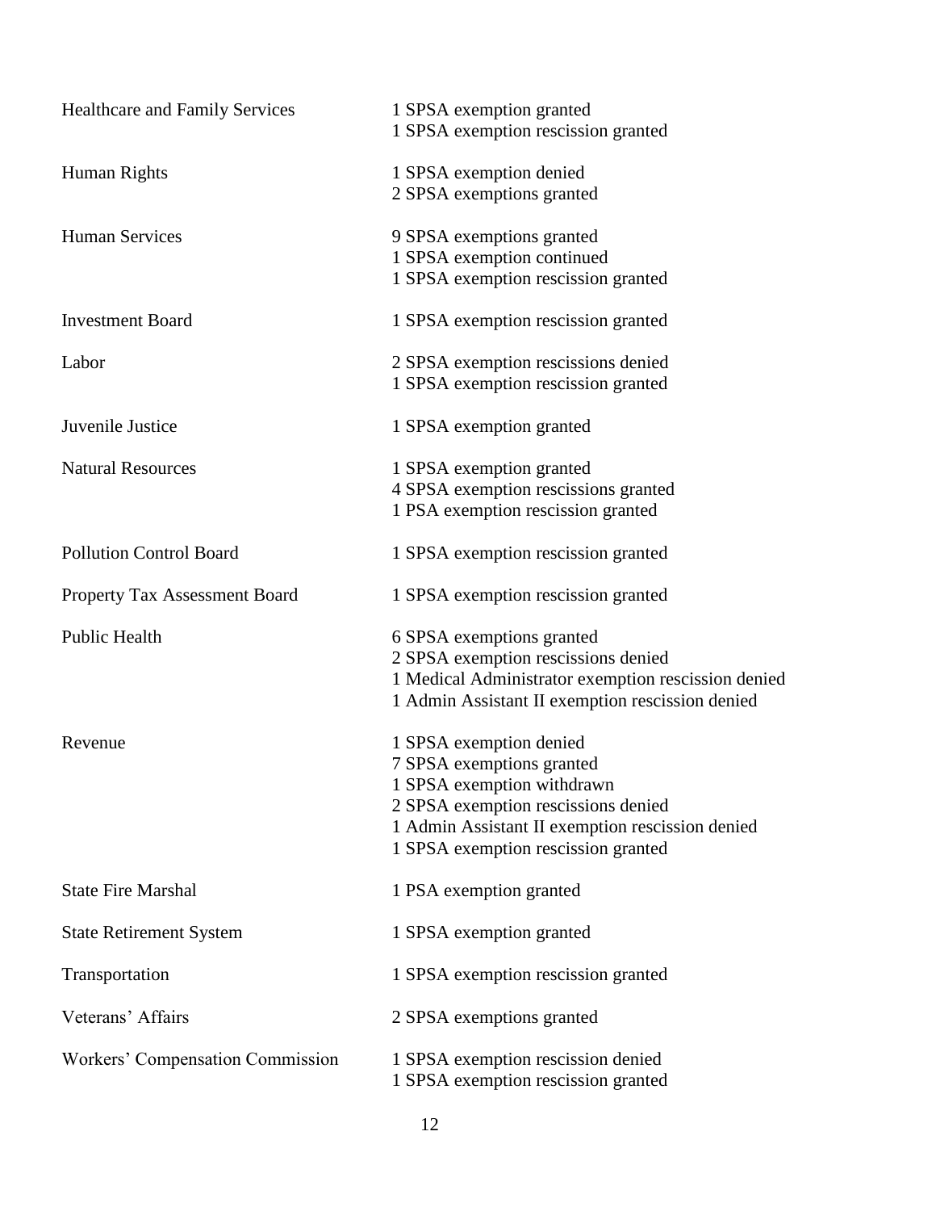| | |
|---|---|
| Healthcare and Family Services | 1 SPSA exemption granted<br>1 SPSA exemption rescission granted |
| Human Rights | 1 SPSA exemption denied<br>2 SPSA exemptions granted |
| Human Services | 9 SPSA exemptions granted<br>1 SPSA exemption continued<br>1 SPSA exemption rescission granted |
| Investment Board | 1 SPSA exemption rescission granted |
| Labor | 2 SPSA exemption rescissions denied<br>1 SPSA exemption rescission granted |
| Juvenile Justice | 1 SPSA exemption granted |
| Natural Resources | 1 SPSA exemption granted<br>4 SPSA exemption rescissions granted<br>1 PSA exemption rescission granted |
| Pollution Control Board | 1 SPSA exemption rescission granted |
| Property Tax Assessment Board | 1 SPSA exemption rescission granted |
| Public Health | 6 SPSA exemptions granted<br>2 SPSA exemption rescissions denied<br>1 Medical Administrator exemption rescission denied<br>1 Admin Assistant II exemption rescission denied |
| Revenue | 1 SPSA exemption denied<br>7 SPSA exemptions granted<br>1 SPSA exemption withdrawn<br>2 SPSA exemption rescissions denied<br>1 Admin Assistant II exemption rescission denied<br>1 SPSA exemption rescission granted |
| State Fire Marshal | 1 PSA exemption granted |
| State Retirement System | 1 SPSA exemption granted |
| Transportation | 1 SPSA exemption rescission granted |
| Veterans' Affairs | 2 SPSA exemptions granted |
| Workers' Compensation Commission | 1 SPSA exemption rescission denied<br>1 SPSA exemption rescission granted |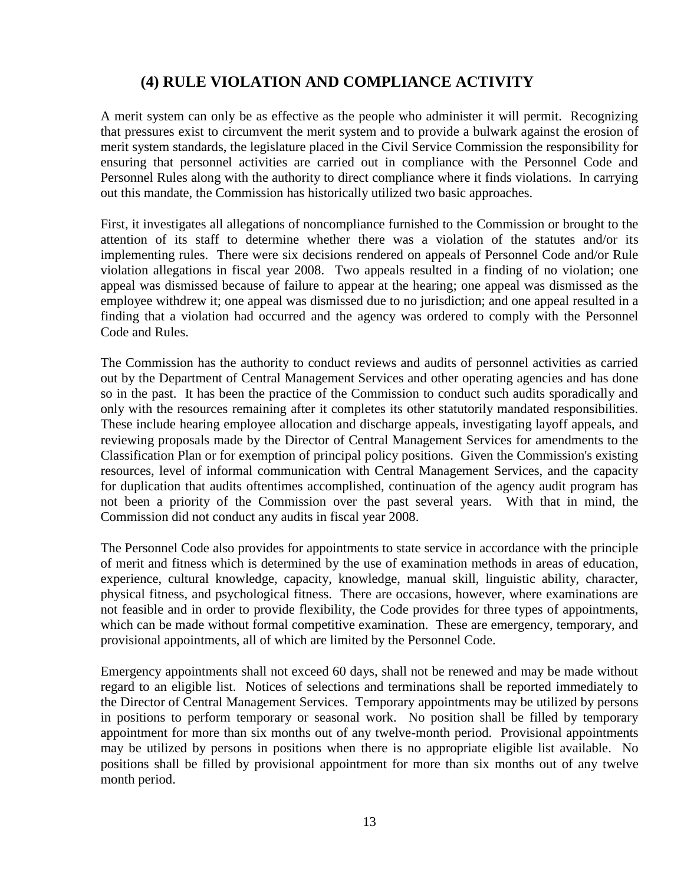## (4) RULE VIOLATION AND COMPLIANCE ACTIVITY

A merit system can only be as effective as the people who administer it will permit. Recognizing that pressures exist to circumvent the merit system and to provide a bulwark against the erosion of merit system standards, the legislature placed in the Civil Service Commission the responsibility for ensuring that personnel activities are carried out in compliance with the Personnel Code and Personnel Rules along with the authority to direct compliance where it finds violations. In carrying out this mandate, the Commission has historically utilized two basic approaches.

First, it investigates all allegations of noncompliance furnished to the Commission or brought to the attention of its staff to determine whether there was a violation of the statutes and/or its implementing rules. There were six decisions rendered on appeals of Personnel Code and/or Rule violation allegations in fiscal year 2008. Two appeals resulted in a finding of no violation; one appeal was dismissed because of failure to appear at the hearing; one appeal was dismissed as the employee withdrew it; one appeal was dismissed due to no jurisdiction; and one appeal resulted in a finding that a violation had occurred and the agency was ordered to comply with the Personnel Code and Rules.

The Commission has the authority to conduct reviews and audits of personnel activities as carried out by the Department of Central Management Services and other operating agencies and has done so in the past. It has been the practice of the Commission to conduct such audits sporadically and only with the resources remaining after it completes its other statutorily mandated responsibilities. These include hearing employee allocation and discharge appeals, investigating layoff appeals, and reviewing proposals made by the Director of Central Management Services for amendments to the Classification Plan or for exemption of principal policy positions. Given the Commission's existing resources, level of informal communication with Central Management Services, and the capacity for duplication that audits oftentimes accomplished, continuation of the agency audit program has not been a priority of the Commission over the past several years. With that in mind, the Commission did not conduct any audits in fiscal year 2008.

The Personnel Code also provides for appointments to state service in accordance with the principle of merit and fitness which is determined by the use of examination methods in areas of education, experience, cultural knowledge, capacity, knowledge, manual skill, linguistic ability, character, physical fitness, and psychological fitness. There are occasions, however, where examinations are not feasible and in order to provide flexibility, the Code provides for three types of appointments, which can be made without formal competitive examination. These are emergency, temporary, and provisional appointments, all of which are limited by the Personnel Code.

Emergency appointments shall not exceed 60 days, shall not be renewed and may be made without regard to an eligible list. Notices of selections and terminations shall be reported immediately to the Director of Central Management Services. Temporary appointments may be utilized by persons in positions to perform temporary or seasonal work. No position shall be filled by temporary appointment for more than six months out of any twelve-month period. Provisional appointments may be utilized by persons in positions when there is no appropriate eligible list available. No positions shall be filled by provisional appointment for more than six months out of any twelve month period.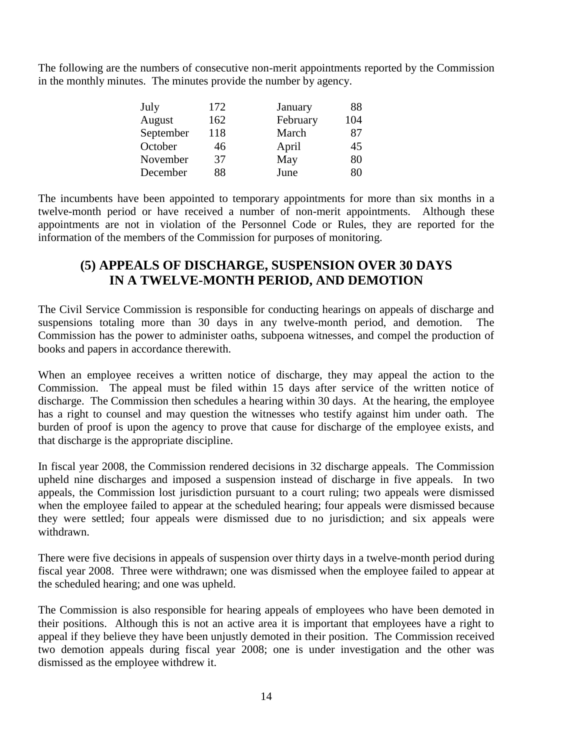The following are the numbers of consecutive non-merit appointments reported by the Commission in the monthly minutes. The minutes provide the number by agency.

| | | | |
|---|---|---|---|
| July | 172 | January | 88 |
| August | 162 | February | 104 |
| September | 118 | March | 87 |
| October | 46 | April | 45 |
| November | 37 | May | 80 |
| December | 88 | June | 80 |

The incumbents have been appointed to temporary appointments for more than six months in a twelve-month period or have received a number of non-merit appointments. Although these appointments are not in violation of the Personnel Code or Rules, they are reported for the information of the members of the Commission for purposes of monitoring.

## (5) APPEALS OF DISCHARGE, SUSPENSION OVER 30 DAYS IN A TWELVE-MONTH PERIOD, AND DEMOTION

The Civil Service Commission is responsible for conducting hearings on appeals of discharge and suspensions totaling more than 30 days in any twelve-month period, and demotion. The Commission has the power to administer oaths, subpoena witnesses, and compel the production of books and papers in accordance therewith.

When an employee receives a written notice of discharge, they may appeal the action to the Commission. The appeal must be filed within 15 days after service of the written notice of discharge. The Commission then schedules a hearing within 30 days. At the hearing, the employee has a right to counsel and may question the witnesses who testify against him under oath. The burden of proof is upon the agency to prove that cause for discharge of the employee exists, and that discharge is the appropriate discipline.

In fiscal year 2008, the Commission rendered decisions in 32 discharge appeals. The Commission upheld nine discharges and imposed a suspension instead of discharge in five appeals. In two appeals, the Commission lost jurisdiction pursuant to a court ruling; two appeals were dismissed when the employee failed to appear at the scheduled hearing; four appeals were dismissed because they were settled; four appeals were dismissed due to no jurisdiction; and six appeals were withdrawn.

There were five decisions in appeals of suspension over thirty days in a twelve-month period during fiscal year 2008. Three were withdrawn; one was dismissed when the employee failed to appear at the scheduled hearing; and one was upheld.

The Commission is also responsible for hearing appeals of employees who have been demoted in their positions. Although this is not an active area it is important that employees have a right to appeal if they believe they have been unjustly demoted in their position. The Commission received two demotion appeals during fiscal year 2008; one is under investigation and the other was dismissed as the employee withdrew it.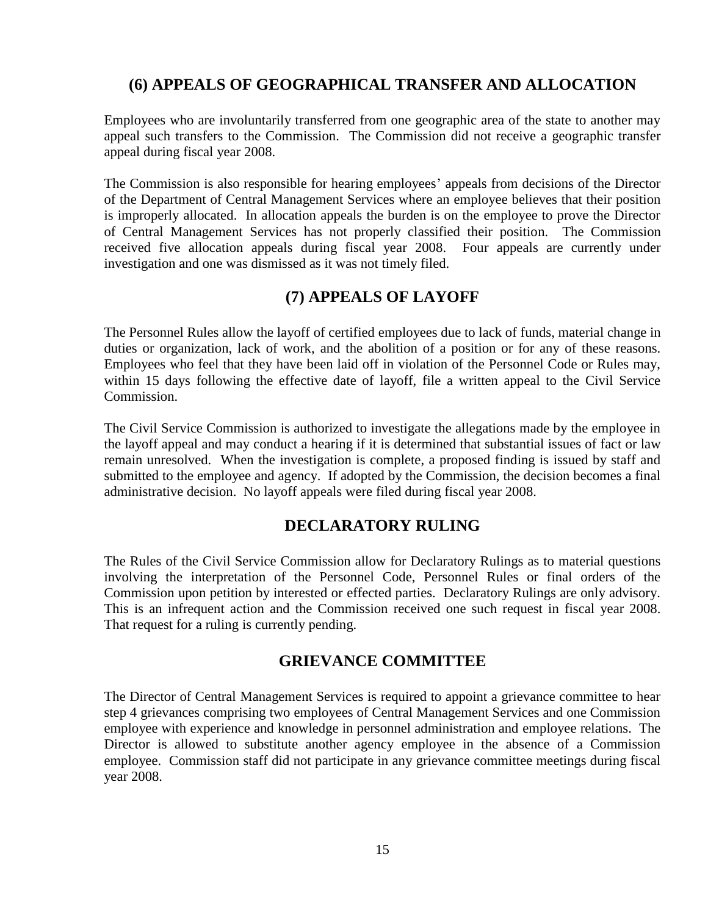## (6) APPEALS OF GEOGRAPHICAL TRANSFER AND ALLOCATION

Employees who are involuntarily transferred from one geographic area of the state to another may appeal such transfers to the Commission. The Commission did not receive a geographic transfer appeal during fiscal year 2008.

The Commission is also responsible for hearing employees' appeals from decisions of the Director of the Department of Central Management Services where an employee believes that their position is improperly allocated. In allocation appeals the burden is on the employee to prove the Director of Central Management Services has not properly classified their position. The Commission received five allocation appeals during fiscal year 2008. Four appeals are currently under investigation and one was dismissed as it was not timely filed.

## (7) APPEALS OF LAYOFF

The Personnel Rules allow the layoff of certified employees due to lack of funds, material change in duties or organization, lack of work, and the abolition of a position or for any of these reasons. Employees who feel that they have been laid off in violation of the Personnel Code or Rules may, within 15 days following the effective date of layoff, file a written appeal to the Civil Service Commission.

The Civil Service Commission is authorized to investigate the allegations made by the employee in the layoff appeal and may conduct a hearing if it is determined that substantial issues of fact or law remain unresolved. When the investigation is complete, a proposed finding is issued by staff and submitted to the employee and agency. If adopted by the Commission, the decision becomes a final administrative decision. No layoff appeals were filed during fiscal year 2008.

## DECLARATORY RULING

The Rules of the Civil Service Commission allow for Declaratory Rulings as to material questions involving the interpretation of the Personnel Code, Personnel Rules or final orders of the Commission upon petition by interested or effected parties. Declaratory Rulings are only advisory. This is an infrequent action and the Commission received one such request in fiscal year 2008. That request for a ruling is currently pending.

## GRIEVANCE COMMITTEE

The Director of Central Management Services is required to appoint a grievance committee to hear step 4 grievances comprising two employees of Central Management Services and one Commission employee with experience and knowledge in personnel administration and employee relations. The Director is allowed to substitute another agency employee in the absence of a Commission employee. Commission staff did not participate in any grievance committee meetings during fiscal year 2008.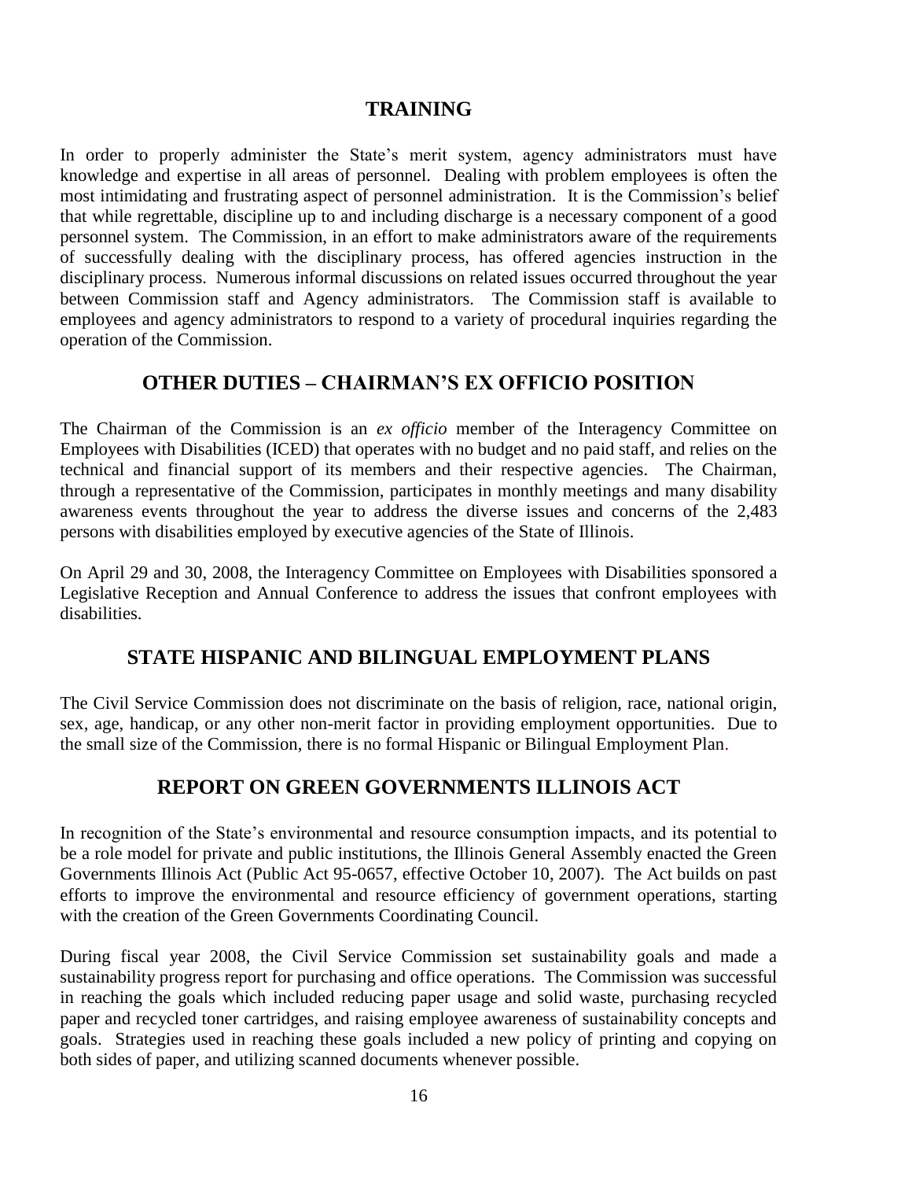## TRAINING

In order to properly administer the State's merit system, agency administrators must have knowledge and expertise in all areas of personnel. Dealing with problem employees is often the most intimidating and frustrating aspect of personnel administration. It is the Commission's belief that while regrettable, discipline up to and including discharge is a necessary component of a good personnel system. The Commission, in an effort to make administrators aware of the requirements of successfully dealing with the disciplinary process, has offered agencies instruction in the disciplinary process. Numerous informal discussions on related issues occurred throughout the year between Commission staff and Agency administrators. The Commission staff is available to employees and agency administrators to respond to a variety of procedural inquiries regarding the operation of the Commission.

## OTHER DUTIES – CHAIRMAN'S EX OFFICIO POSITION

The Chairman of the Commission is an *ex officio* member of the Interagency Committee on Employees with Disabilities (ICED) that operates with no budget and no paid staff, and relies on the technical and financial support of its members and their respective agencies. The Chairman, through a representative of the Commission, participates in monthly meetings and many disability awareness events throughout the year to address the diverse issues and concerns of the 2,483 persons with disabilities employed by executive agencies of the State of Illinois.

On April 29 and 30, 2008, the Interagency Committee on Employees with Disabilities sponsored a Legislative Reception and Annual Conference to address the issues that confront employees with disabilities.

## STATE HISPANIC AND BILINGUAL EMPLOYMENT PLANS

The Civil Service Commission does not discriminate on the basis of religion, race, national origin, sex, age, handicap, or any other non-merit factor in providing employment opportunities. Due to the small size of the Commission, there is no formal Hispanic or Bilingual Employment Plan.

## REPORT ON GREEN GOVERNMENTS ILLINOIS ACT

In recognition of the State's environmental and resource consumption impacts, and its potential to be a role model for private and public institutions, the Illinois General Assembly enacted the Green Governments Illinois Act (Public Act 95-0657, effective October 10, 2007). The Act builds on past efforts to improve the environmental and resource efficiency of government operations, starting with the creation of the Green Governments Coordinating Council.

During fiscal year 2008, the Civil Service Commission set sustainability goals and made a sustainability progress report for purchasing and office operations. The Commission was successful in reaching the goals which included reducing paper usage and solid waste, purchasing recycled paper and recycled toner cartridges, and raising employee awareness of sustainability concepts and goals. Strategies used in reaching these goals included a new policy of printing and copying on both sides of paper, and utilizing scanned documents whenever possible.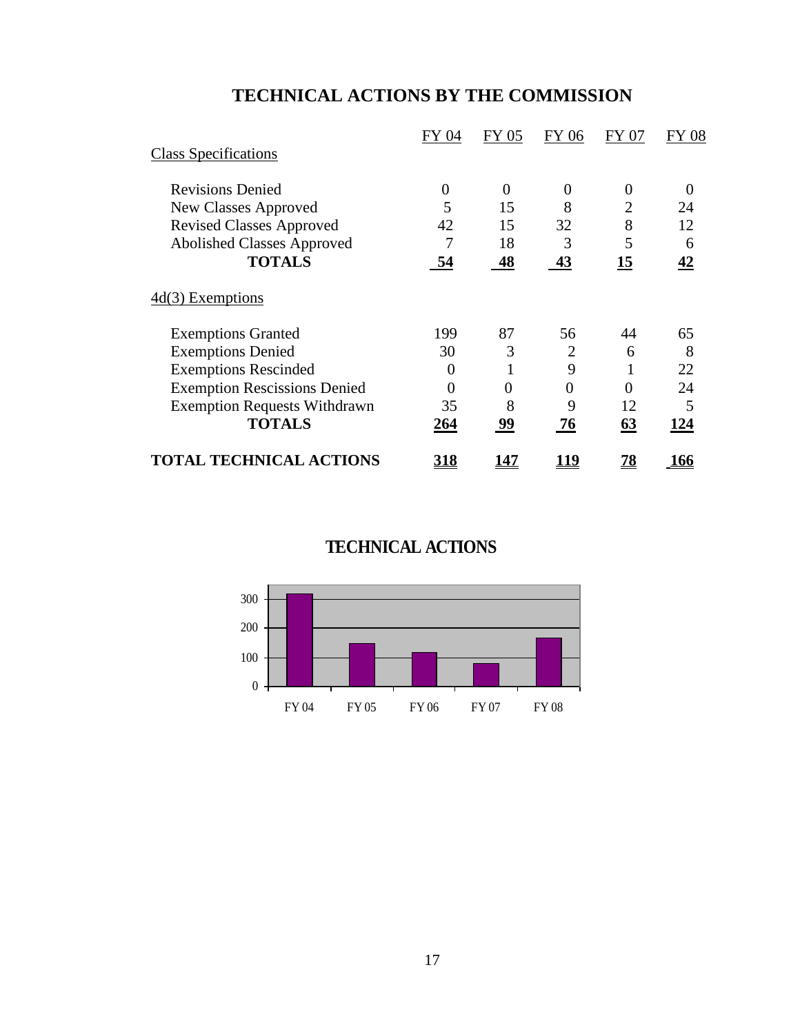# TECHNICAL ACTIONS BY THE COMMISSION

| | FY 04 | FY 05 | FY 06 | FY 07 | FY 08 |
|---|---|---|---|---|---|
| Class Specifications | | | | | |
| Revisions Denied | 0 | 0 | 0 | 0 | 0 |
| New Classes Approved | 5 | 15 | 8 | 2 | 24 |
| Revised Classes Approved | 42 | 15 | 32 | 8 | 12 |
| Abolished Classes Approved | 7 | 18 | 3 | 5 | 6 |
| **TOTALS** | **54** | **48** | **43** | **15** | **42** |
| 4d(3) Exemptions | | | | | |
| Exemptions Granted | 199 | 87 | 56 | 44 | 65 |
| Exemptions Denied | 30 | 3 | 2 | 6 | 8 |
| Exemptions Rescinded | 0 | 1 | 9 | 1 | 22 |
| Exemption Rescissions Denied | 0 | 0 | 0 | 0 | 24 |
| Exemption Requests Withdrawn | 35 | 8 | 9 | 12 | 5 |
| **TOTALS** | **264** | **99** | **76** | **63** | **124** |
| **TOTAL TECHNICAL ACTIONS** | **318** | **147** | **119** | **78** | **166** |

## TECHNICAL ACTIONS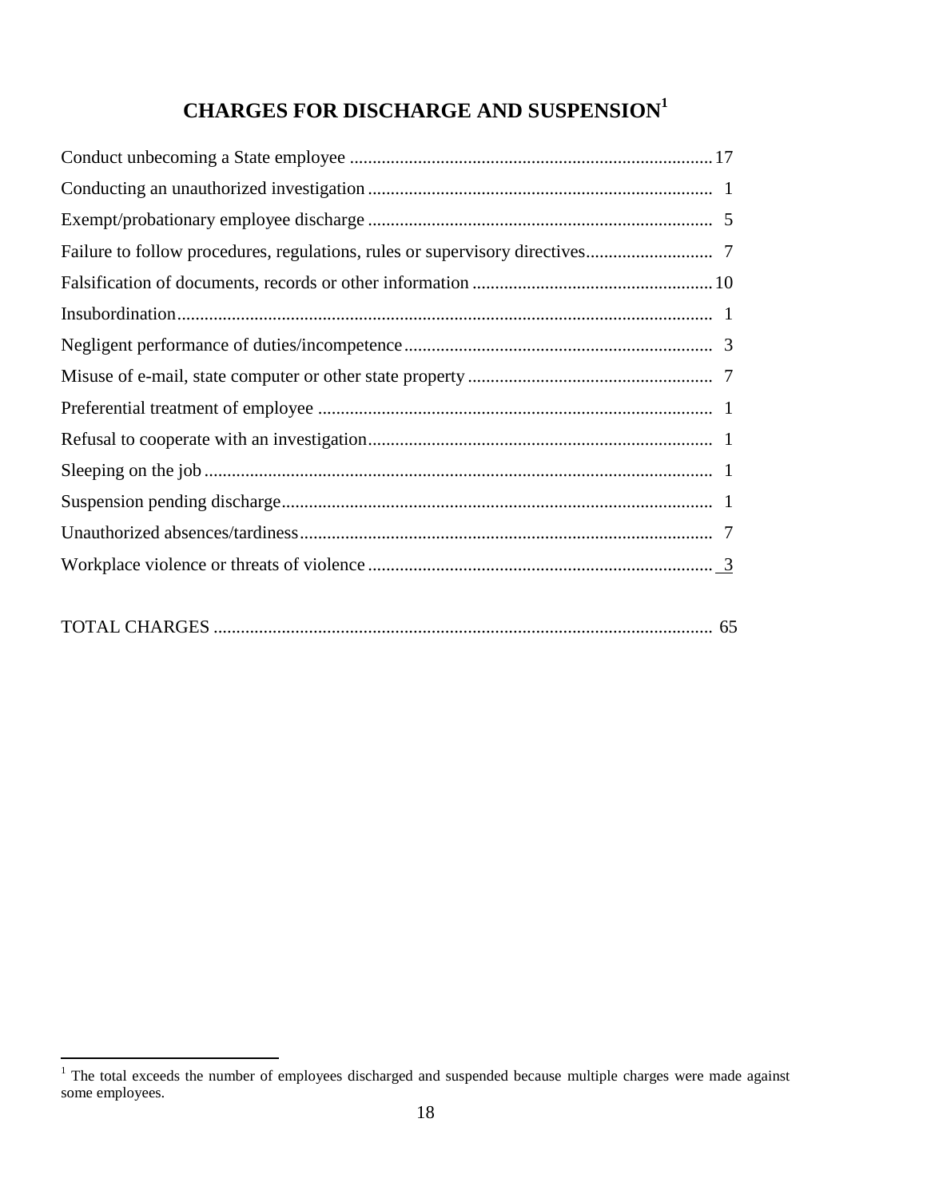# CHARGES FOR DISCHARGE AND SUSPENSION[1]

| Charge | Count |
|---|---|
| Conduct unbecoming a State employee | 17 |
| Conducting an unauthorized investigation | 1 |
| Exempt/probationary employee discharge | 5 |
| Failure to follow procedures, regulations, rules or supervisory directives | 7 |
| Falsification of documents, records or other information | 10 |
| Insubordination | 1 |
| Negligent performance of duties/incompetence | 3 |
| Misuse of e-mail, state computer or other state property | 7 |
| Preferential treatment of employee | 1 |
| Refusal to cooperate with an investigation | 1 |
| Sleeping on the job | 1 |
| Suspension pending discharge | 1 |
| Unauthorized absences/tardiness | 7 |
| Workplace violence or threats of violence | 3 |
| TOTAL CHARGES | 65 |

[1] The total exceeds the number of employees discharged and suspended because multiple charges were made against some employees.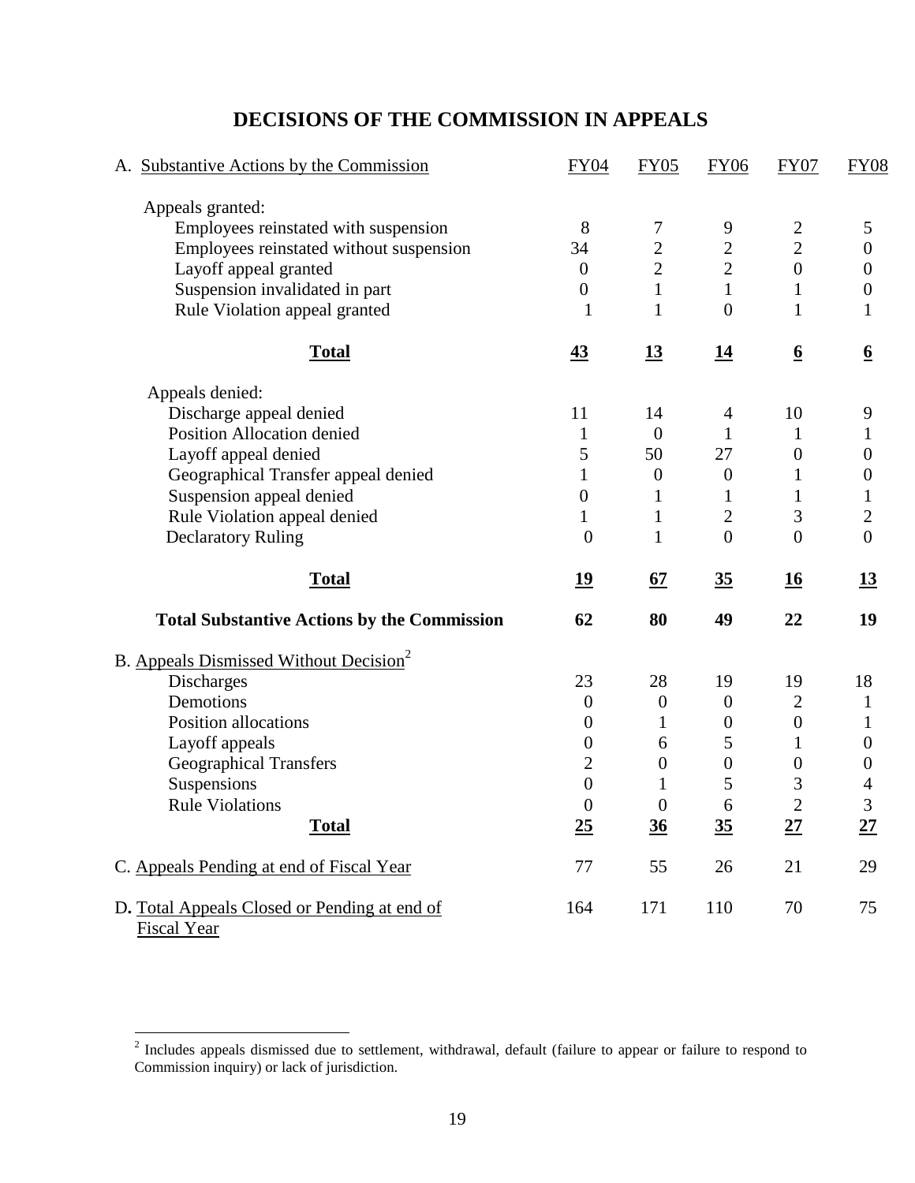# DECISIONS OF THE COMMISSION IN APPEALS

| A. Substantive Actions by the Commission | FY04 | FY05 | FY06 | FY07 | FY08 |
|---|---|---|---|---|---|
| Appeals granted: | | | | | |
| Employees reinstated with suspension | 8 | 7 | 9 | 2 | 5 |
| Employees reinstated without suspension | 34 | 2 | 2 | 2 | 0 |
| Layoff appeal granted | 0 | 2 | 2 | 0 | 0 |
| Suspension invalidated in part | 0 | 1 | 1 | 1 | 0 |
| Rule Violation appeal granted | 1 | 1 | 0 | 1 | 1 |
| **Total** | **43** | **13** | **14** | **6** | **6** |
| Appeals denied: | | | | | |
| Discharge appeal denied | 11 | 14 | 4 | 10 | 9 |
| Position Allocation denied | 1 | 0 | 1 | 1 | 1 |
| Layoff appeal denied | 5 | 50 | 27 | 0 | 0 |
| Geographical Transfer appeal denied | 1 | 0 | 0 | 1 | 0 |
| Suspension appeal denied | 0 | 1 | 1 | 1 | 1 |
| Rule Violation appeal denied | 1 | 1 | 2 | 3 | 2 |
| Declaratory Ruling | 0 | 1 | 0 | 0 | 0 |
| **Total** | **19** | **67** | **35** | **16** | **13** |
| **Total Substantive Actions by the Commission** | **62** | **80** | **49** | **22** | **19** |
| B. Appeals Dismissed Without Decision[2] | | | | | |
| Discharges | 23 | 28 | 19 | 19 | 18 |
| Demotions | 0 | 0 | 0 | 2 | 1 |
| Position allocations | 0 | 1 | 0 | 0 | 1 |
| Layoff appeals | 0 | 6 | 5 | 1 | 0 |
| Geographical Transfers | 2 | 0 | 0 | 0 | 0 |
| Suspensions | 0 | 1 | 5 | 3 | 4 |
| Rule Violations | 0 | 0 | 6 | 2 | 3 |
| **Total** | **25** | **36** | **35** | **27** | **27** |
| C. Appeals Pending at end of Fiscal Year | 77 | 55 | 26 | 21 | 29 |
| D. Total Appeals Closed or Pending at end of Fiscal Year | 164 | 171 | 110 | 70 | 75 |

[2] Includes appeals dismissed due to settlement, withdrawal, default (failure to appear or failure to respond to Commission inquiry) or lack of jurisdiction.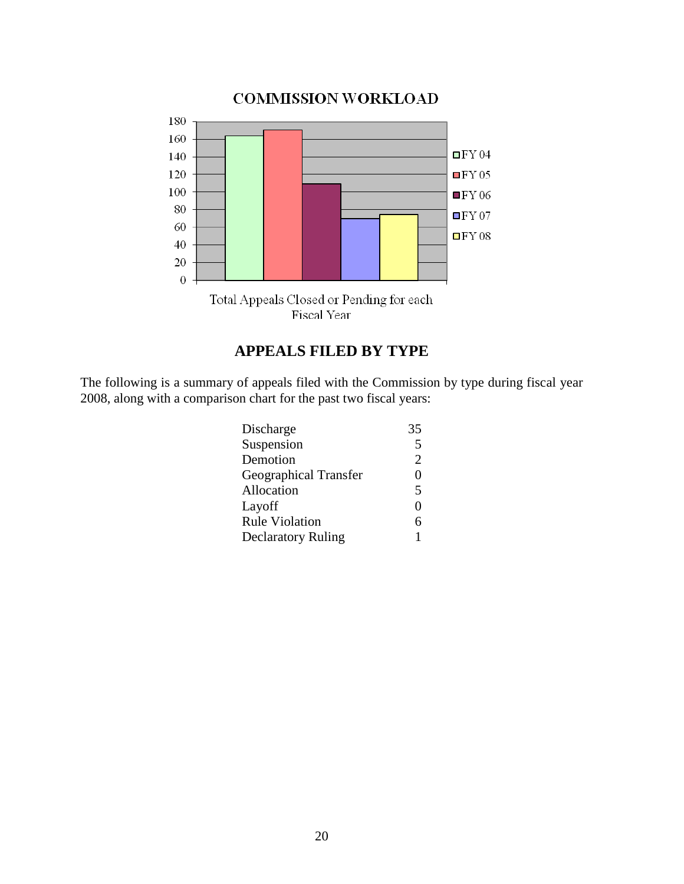## COMMISSION WORKLOAD

Total Appeals Closed or Pending for each Fiscal Year

## APPEALS FILED BY TYPE

The following is a summary of appeals filed with the Commission by type during fiscal year 2008, along with a comparison chart for the past two fiscal years:

| | |
|---|---|
| Discharge | 35 |
| Suspension | 5 |
| Demotion | 2 |
| Geographical Transfer | 0 |
| Allocation | 5 |
| Layoff | 0 |
| Rule Violation | 6 |
| Declaratory Ruling | 1 |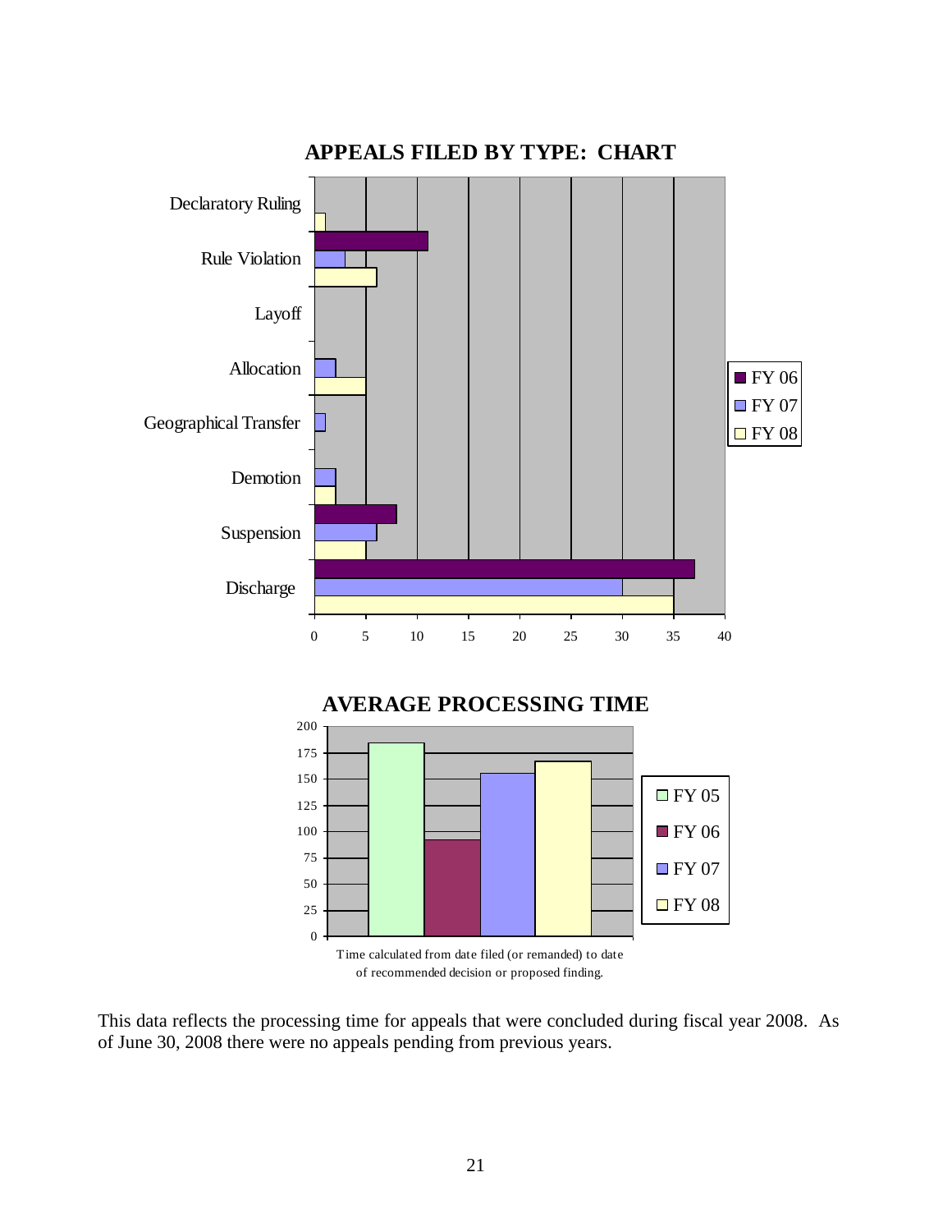## APPEALS FILED BY TYPE: CHART

## AVERAGE PROCESSING TIME

Time calculated from date filed (or remanded) to date of recommended decision or proposed finding.

This data reflects the processing time for appeals that were concluded during fiscal year 2008. As of June 30, 2008 there were no appeals pending from previous years.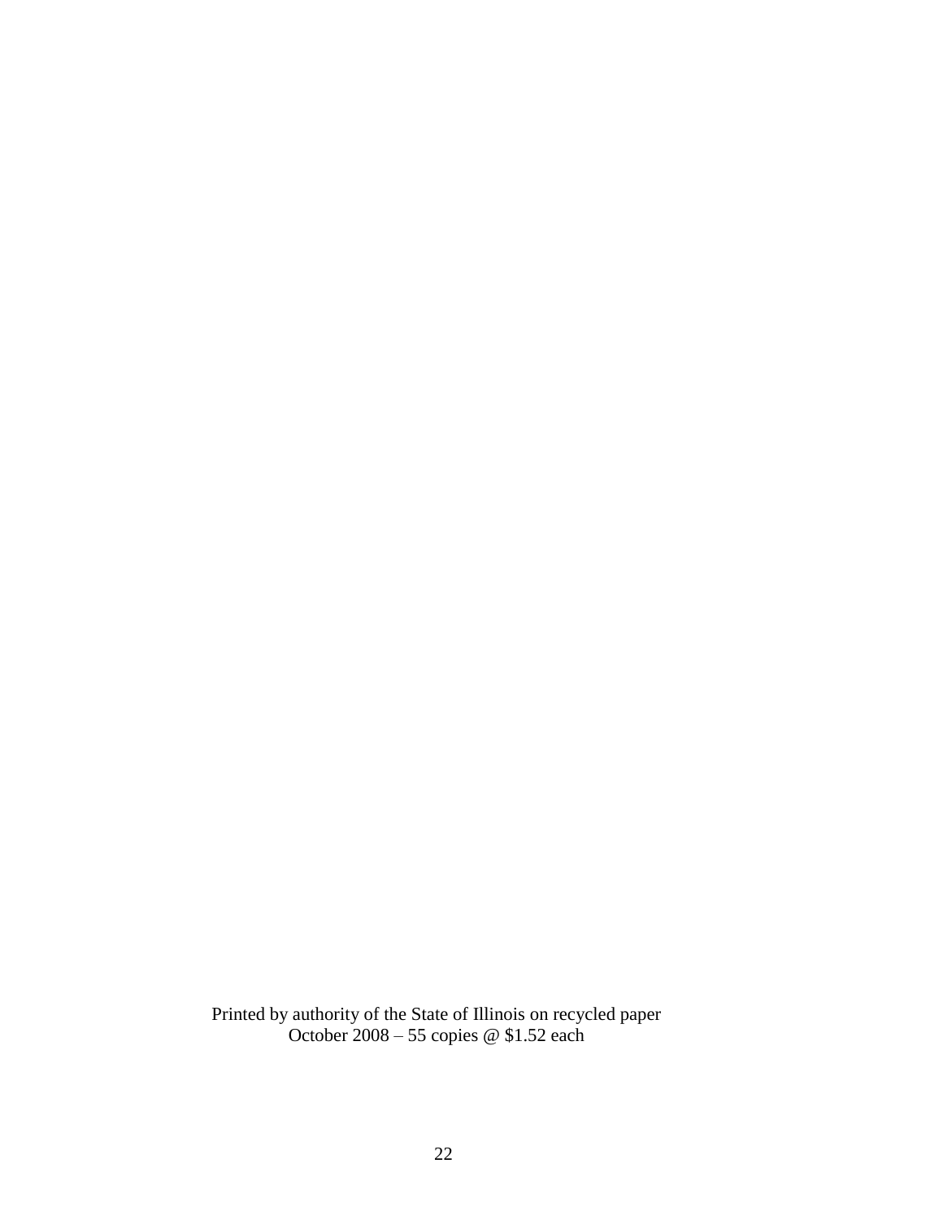Printed by authority of the State of Illinois on recycled paper
October 2008 – 55 copies @ $1.52 each